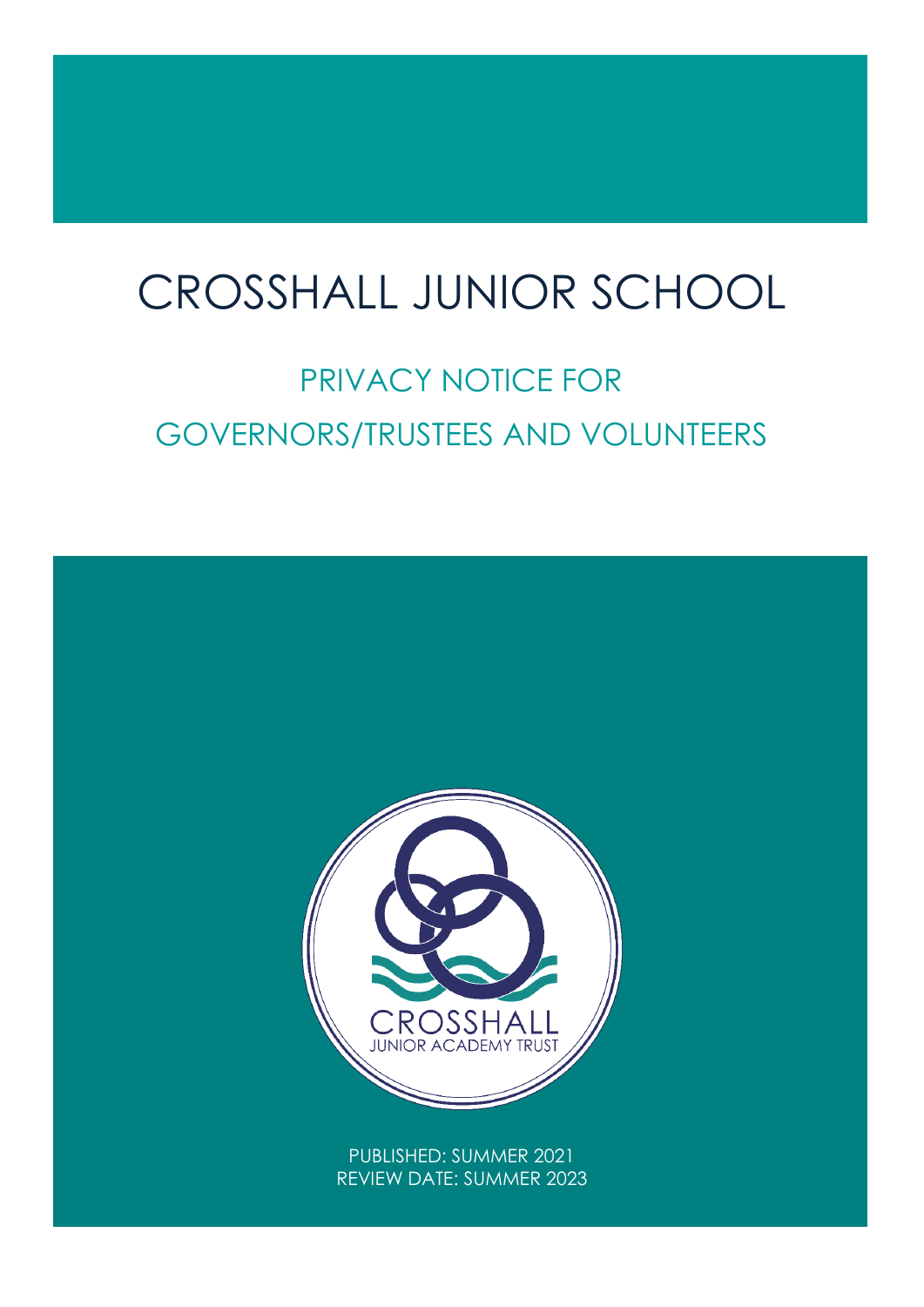# CROSSHALL JUNIOR SCHOOL

## PRIVACY NOTICE FOR GOVERNORS/TRUSTEES AND VOLUNTEERS

CROSSHALL
JUNIOR ACADEMY TRUST

PUBLISHED: SUMMER 2021
REVIEW DATE: SUMMER 2023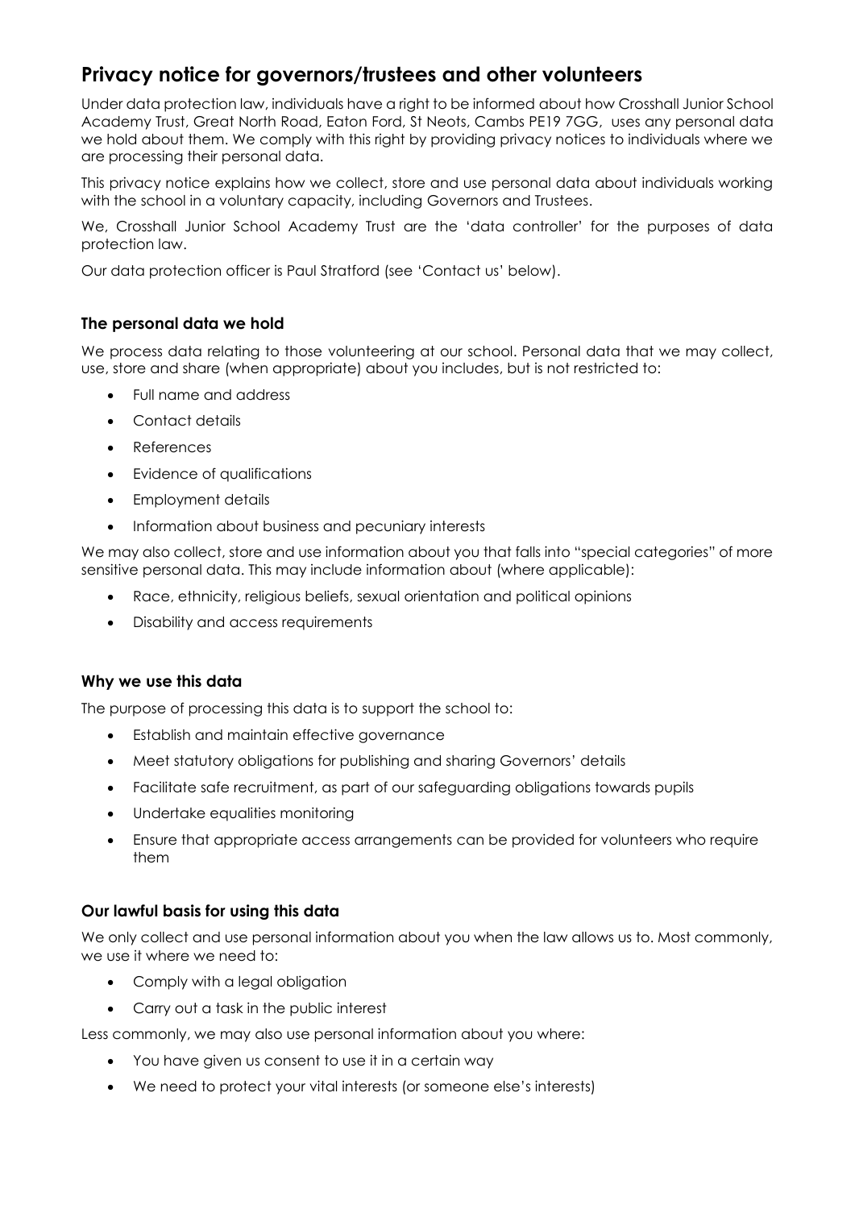# Privacy notice for governors/trustees and other volunteers

Under data protection law, individuals have a right to be informed about how Crosshall Junior School Academy Trust, Great North Road, Eaton Ford, St Neots, Cambs PE19 7GG, uses any personal data we hold about them. We comply with this right by providing privacy notices to individuals where we are processing their personal data.

This privacy notice explains how we collect, store and use personal data about individuals working with the school in a voluntary capacity, including Governors and Trustees.

We, Crosshall Junior School Academy Trust are the 'data controller' for the purposes of data protection law.

Our data protection officer is Paul Stratford (see 'Contact us' below).

### The personal data we hold

We process data relating to those volunteering at our school. Personal data that we may collect, use, store and share (when appropriate) about you includes, but is not restricted to:

- Full name and address
- Contact details
- References
- Evidence of qualifications
- Employment details
- Information about business and pecuniary interests

We may also collect, store and use information about you that falls into "special categories" of more sensitive personal data. This may include information about (where applicable):

- Race, ethnicity, religious beliefs, sexual orientation and political opinions
- Disability and access requirements

### Why we use this data

The purpose of processing this data is to support the school to:

- Establish and maintain effective governance
- Meet statutory obligations for publishing and sharing Governors' details
- Facilitate safe recruitment, as part of our safeguarding obligations towards pupils
- Undertake equalities monitoring
- Ensure that appropriate access arrangements can be provided for volunteers who require them

### Our lawful basis for using this data

We only collect and use personal information about you when the law allows us to. Most commonly, we use it where we need to:

- Comply with a legal obligation
- Carry out a task in the public interest

Less commonly, we may also use personal information about you where:

- You have given us consent to use it in a certain way
- We need to protect your vital interests (or someone else's interests)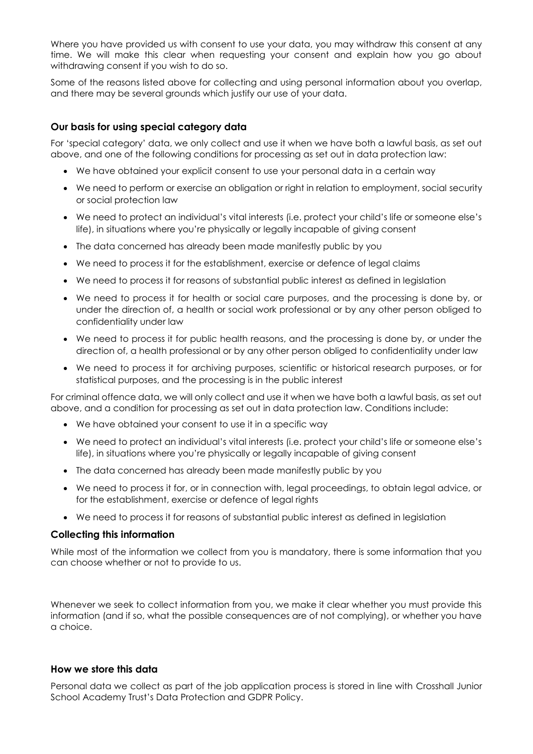Where you have provided us with consent to use your data, you may withdraw this consent at any time. We will make this clear when requesting your consent and explain how you go about withdrawing consent if you wish to do so.

Some of the reasons listed above for collecting and using personal information about you overlap, and there may be several grounds which justify our use of your data.

### Our basis for using special category data

For 'special category' data, we only collect and use it when we have both a lawful basis, as set out above, and one of the following conditions for processing as set out in data protection law:

- We have obtained your explicit consent to use your personal data in a certain way
- We need to perform or exercise an obligation or right in relation to employment, social security or social protection law
- We need to protect an individual's vital interests (i.e. protect your child's life or someone else's life), in situations where you're physically or legally incapable of giving consent
- The data concerned has already been made manifestly public by you
- We need to process it for the establishment, exercise or defence of legal claims
- We need to process it for reasons of substantial public interest as defined in legislation
- We need to process it for health or social care purposes, and the processing is done by, or under the direction of, a health or social work professional or by any other person obliged to confidentiality under law
- We need to process it for public health reasons, and the processing is done by, or under the direction of, a health professional or by any other person obliged to confidentiality under law
- We need to process it for archiving purposes, scientific or historical research purposes, or for statistical purposes, and the processing is in the public interest

For criminal offence data, we will only collect and use it when we have both a lawful basis, as set out above, and a condition for processing as set out in data protection law. Conditions include:

- We have obtained your consent to use it in a specific way
- We need to protect an individual's vital interests (i.e. protect your child's life or someone else's life), in situations where you're physically or legally incapable of giving consent
- The data concerned has already been made manifestly public by you
- We need to process it for, or in connection with, legal proceedings, to obtain legal advice, or for the establishment, exercise or defence of legal rights
- We need to process it for reasons of substantial public interest as defined in legislation

### Collecting this information

While most of the information we collect from you is mandatory, there is some information that you can choose whether or not to provide to us.

Whenever we seek to collect information from you, we make it clear whether you must provide this information (and if so, what the possible consequences are of not complying), or whether you have a choice.

### How we store this data

Personal data we collect as part of the job application process is stored in line with Crosshall Junior School Academy Trust's Data Protection and GDPR Policy.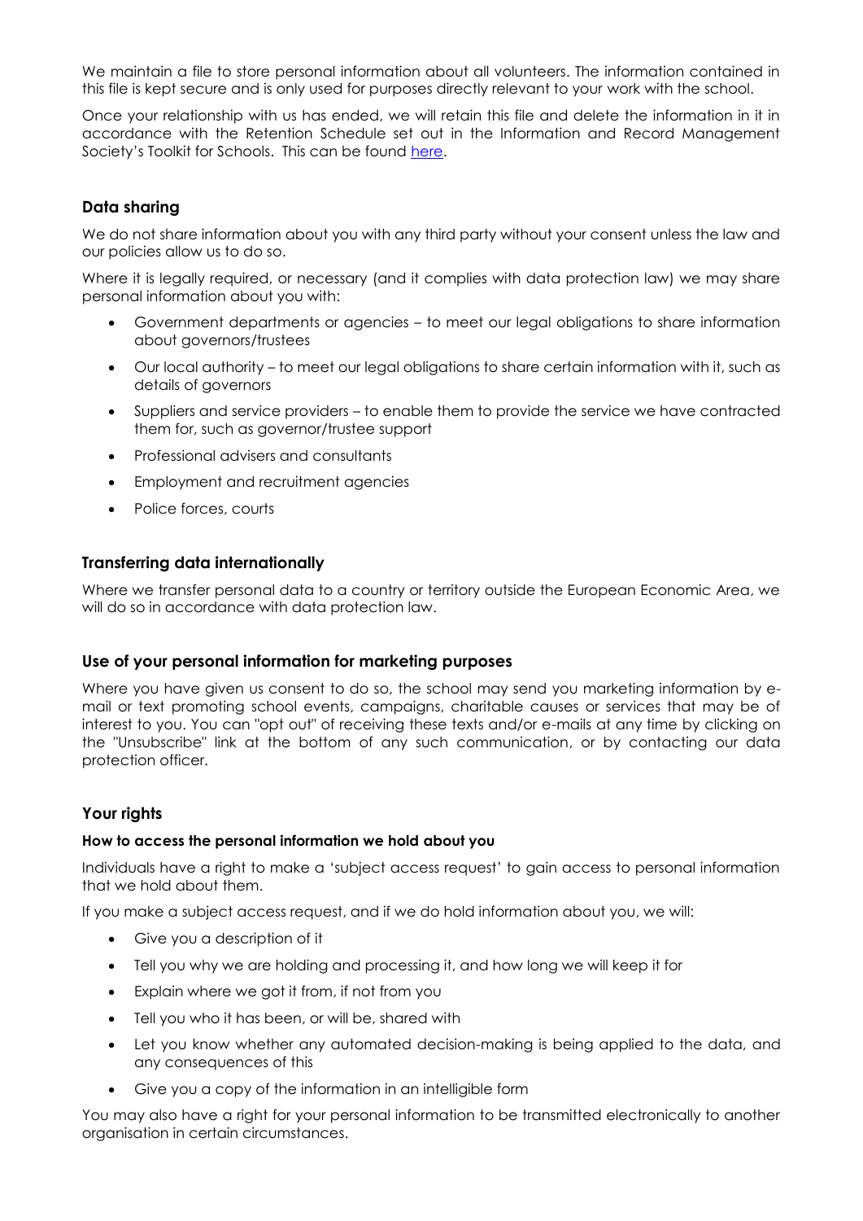We maintain a file to store personal information about all volunteers. The information contained in this file is kept secure and is only used for purposes directly relevant to your work with the school.

Once your relationship with us has ended, we will retain this file and delete the information in it in accordance with the Retention Schedule set out in the Information and Record Management Society's Toolkit for Schools. This can be found here.

## Data sharing

We do not share information about you with any third party without your consent unless the law and our policies allow us to do so.

Where it is legally required, or necessary (and it complies with data protection law) we may share personal information about you with:

- Government departments or agencies – to meet our legal obligations to share information about governors/trustees
- Our local authority – to meet our legal obligations to share certain information with it, such as details of governors
- Suppliers and service providers – to enable them to provide the service we have contracted them for, such as governor/trustee support
- Professional advisers and consultants
- Employment and recruitment agencies
- Police forces, courts

## Transferring data internationally

Where we transfer personal data to a country or territory outside the European Economic Area, we will do so in accordance with data protection law.

## Use of your personal information for marketing purposes

Where you have given us consent to do so, the school may send you marketing information by e-mail or text promoting school events, campaigns, charitable causes or services that may be of interest to you. You can "opt out" of receiving these texts and/or e-mails at any time by clicking on the "Unsubscribe" link at the bottom of any such communication, or by contacting our data protection officer.

## Your rights

### How to access the personal information we hold about you

Individuals have a right to make a 'subject access request' to gain access to personal information that we hold about them.

If you make a subject access request, and if we do hold information about you, we will:

- Give you a description of it
- Tell you why we are holding and processing it, and how long we will keep it for
- Explain where we got it from, if not from you
- Tell you who it has been, or will be, shared with
- Let you know whether any automated decision-making is being applied to the data, and any consequences of this
- Give you a copy of the information in an intelligible form

You may also have a right for your personal information to be transmitted electronically to another organisation in certain circumstances.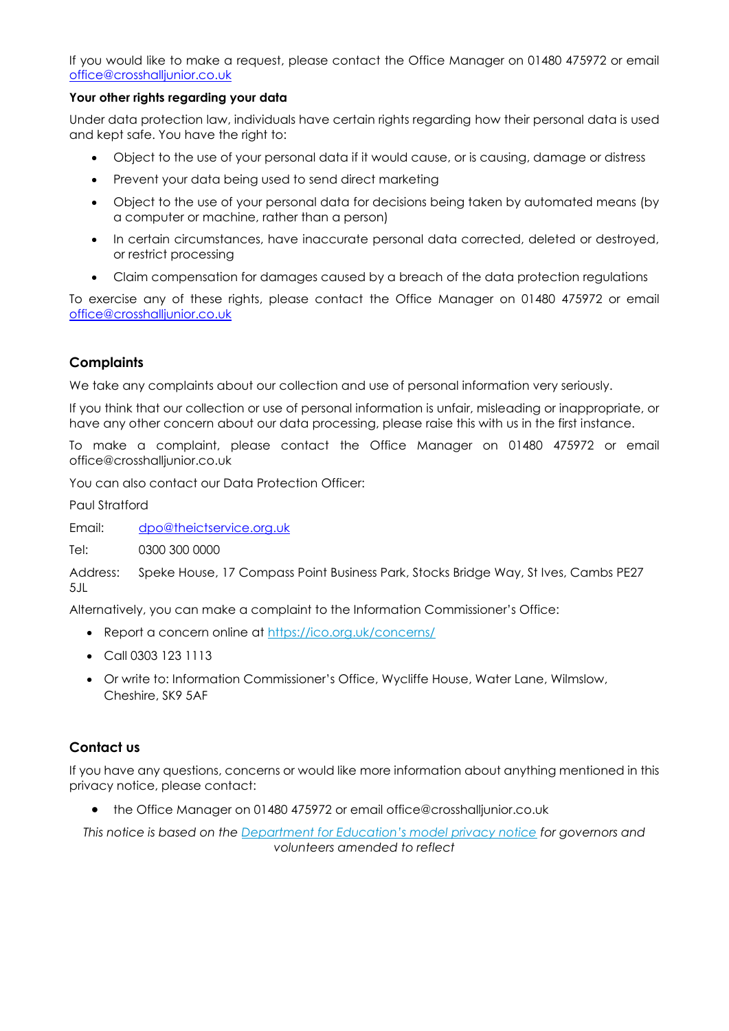If you would like to make a request, please contact the Office Manager on 01480 475972 or email office@crosshalljunior.co.uk

**Your other rights regarding your data**

Under data protection law, individuals have certain rights regarding how their personal data is used and kept safe. You have the right to:

- Object to the use of your personal data if it would cause, or is causing, damage or distress
- Prevent your data being used to send direct marketing
- Object to the use of your personal data for decisions being taken by automated means (by a computer or machine, rather than a person)
- In certain circumstances, have inaccurate personal data corrected, deleted or destroyed, or restrict processing
- Claim compensation for damages caused by a breach of the data protection regulations

To exercise any of these rights, please contact the Office Manager on 01480 475972 or email office@crosshalljunior.co.uk

## Complaints

We take any complaints about our collection and use of personal information very seriously.

If you think that our collection or use of personal information is unfair, misleading or inappropriate, or have any other concern about our data processing, please raise this with us in the first instance.

To make a complaint, please contact the Office Manager on 01480 475972 or email office@crosshalljunior.co.uk

You can also contact our Data Protection Officer:

Paul Stratford

Email: dpo@theictservice.org.uk

Tel: 0300 300 0000

Address: Speke House, 17 Compass Point Business Park, Stocks Bridge Way, St Ives, Cambs PE27 5JL

Alternatively, you can make a complaint to the Information Commissioner's Office:

- Report a concern online at https://ico.org.uk/concerns/
- Call 0303 123 1113
- Or write to: Information Commissioner's Office, Wycliffe House, Water Lane, Wilmslow, Cheshire, SK9 5AF

## Contact us

If you have any questions, concerns or would like more information about anything mentioned in this privacy notice, please contact:

- the Office Manager on 01480 475972 or email office@crosshalljunior.co.uk

*This notice is based on the Department for Education's model privacy notice for governors and volunteers amended to reflect*